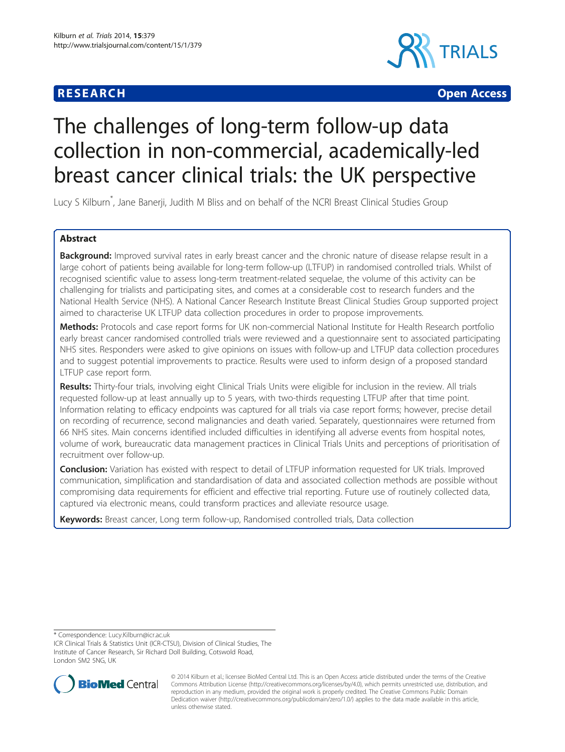**RESEARCH** **Open Access**

# The challenges of long-term follow-up data collection in non-commercial, academically-led breast cancer clinical trials: the UK perspective

Lucy S Kilburn*, Jane Banerji, Judith M Bliss and on behalf of the NCRI Breast Clinical Studies Group

## Abstract

**Background:** Improved survival rates in early breast cancer and the chronic nature of disease relapse result in a large cohort of patients being available for long-term follow-up (LTFUP) in randomised controlled trials. Whilst of recognised scientific value to assess long-term treatment-related sequelae, the volume of this activity can be challenging for trialists and participating sites, and comes at a considerable cost to research funders and the National Health Service (NHS). A National Cancer Research Institute Breast Clinical Studies Group supported project aimed to characterise UK LTFUP data collection procedures in order to propose improvements.

**Methods:** Protocols and case report forms for UK non-commercial National Institute for Health Research portfolio early breast cancer randomised controlled trials were reviewed and a questionnaire sent to associated participating NHS sites. Responders were asked to give opinions on issues with follow-up and LTFUP data collection procedures and to suggest potential improvements to practice. Results were used to inform design of a proposed standard LTFUP case report form.

**Results:** Thirty-four trials, involving eight Clinical Trials Units were eligible for inclusion in the review. All trials requested follow-up at least annually up to 5 years, with two-thirds requesting LTFUP after that time point. Information relating to efficacy endpoints was captured for all trials via case report forms; however, precise detail on recording of recurrence, second malignancies and death varied. Separately, questionnaires were returned from 66 NHS sites. Main concerns identified included difficulties in identifying all adverse events from hospital notes, volume of work, bureaucratic data management practices in Clinical Trials Units and perceptions of prioritisation of recruitment over follow-up.

**Conclusion:** Variation has existed with respect to detail of LTFUP information requested for UK trials. Improved communication, simplification and standardisation of data and associated collection methods are possible without compromising data requirements for efficient and effective trial reporting. Future use of routinely collected data, captured via electronic means, could transform practices and alleviate resource usage.

**Keywords:** Breast cancer, Long term follow-up, Randomised controlled trials, Data collection

---

* Correspondence: Lucy.Kilburn@icr.ac.uk
ICR Clinical Trials & Statistics Unit (ICR-CTSU), Division of Clinical Studies, The Institute of Cancer Research, Sir Richard Doll Building, Cotswold Road, London SM2 5NG, UK

© 2014 Kilburn et al.; licensee BioMed Central Ltd. This is an Open Access article distributed under the terms of the Creative Commons Attribution License (http://creativecommons.org/licenses/by/4.0), which permits unrestricted use, distribution, and reproduction in any medium, provided the original work is properly credited. The Creative Commons Public Domain Dedication waiver (http://creativecommons.org/publicdomain/zero/1.0/) applies to the data made available in this article, unless otherwise stated.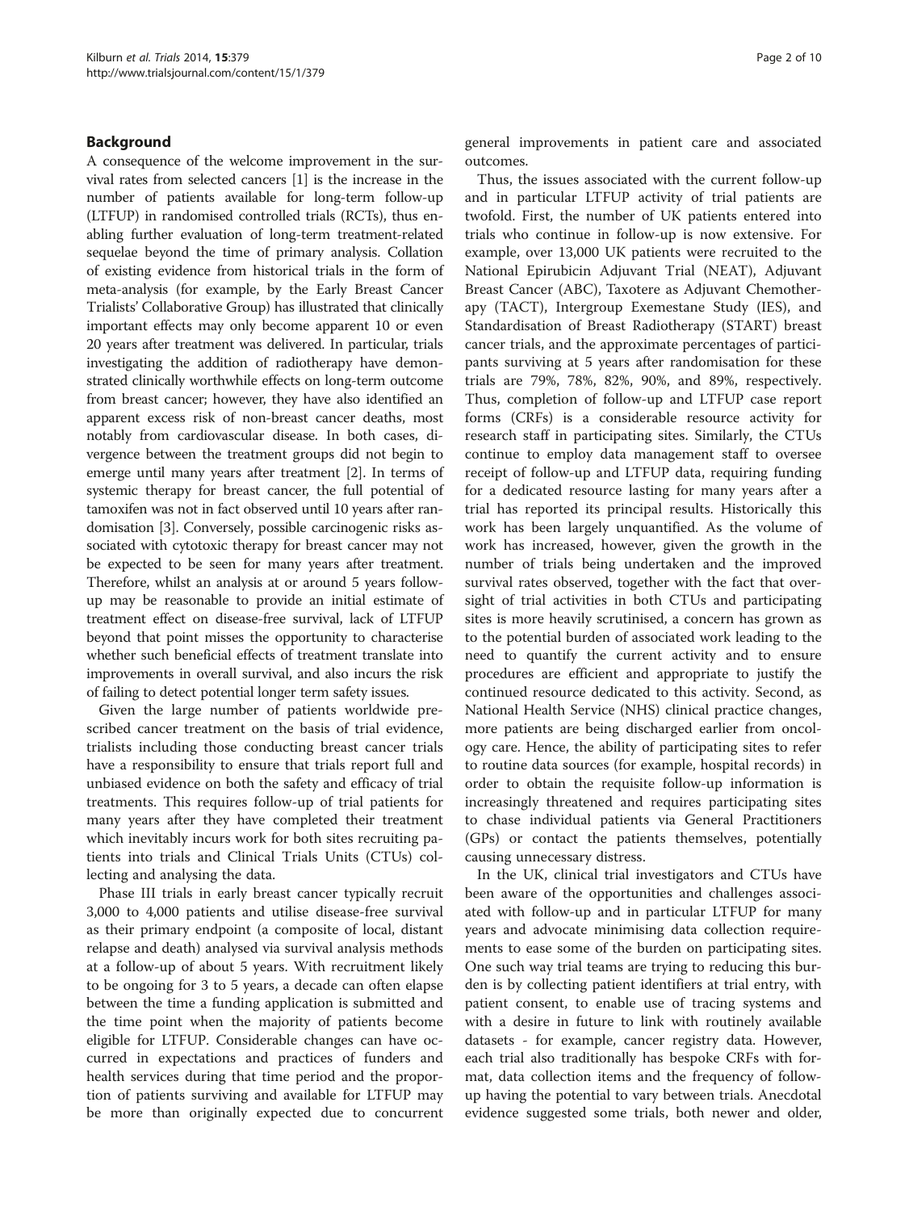## Background

A consequence of the welcome improvement in the survival rates from selected cancers [1] is the increase in the number of patients available for long-term follow-up (LTFUP) in randomised controlled trials (RCTs), thus enabling further evaluation of long-term treatment-related sequelae beyond the time of primary analysis. Collation of existing evidence from historical trials in the form of meta-analysis (for example, by the Early Breast Cancer Trialists' Collaborative Group) has illustrated that clinically important effects may only become apparent 10 or even 20 years after treatment was delivered. In particular, trials investigating the addition of radiotherapy have demonstrated clinically worthwhile effects on long-term outcome from breast cancer; however, they have also identified an apparent excess risk of non-breast cancer deaths, most notably from cardiovascular disease. In both cases, divergence between the treatment groups did not begin to emerge until many years after treatment [2]. In terms of systemic therapy for breast cancer, the full potential of tamoxifen was not in fact observed until 10 years after randomisation [3]. Conversely, possible carcinogenic risks associated with cytotoxic therapy for breast cancer may not be expected to be seen for many years after treatment. Therefore, whilst an analysis at or around 5 years follow-up may be reasonable to provide an initial estimate of treatment effect on disease-free survival, lack of LTFUP beyond that point misses the opportunity to characterise whether such beneficial effects of treatment translate into improvements in overall survival, and also incurs the risk of failing to detect potential longer term safety issues.

Given the large number of patients worldwide prescribed cancer treatment on the basis of trial evidence, trialists including those conducting breast cancer trials have a responsibility to ensure that trials report full and unbiased evidence on both the safety and efficacy of trial treatments. This requires follow-up of trial patients for many years after they have completed their treatment which inevitably incurs work for both sites recruiting patients into trials and Clinical Trials Units (CTUs) collecting and analysing the data.

Phase III trials in early breast cancer typically recruit 3,000 to 4,000 patients and utilise disease-free survival as their primary endpoint (a composite of local, distant relapse and death) analysed via survival analysis methods at a follow-up of about 5 years. With recruitment likely to be ongoing for 3 to 5 years, a decade can often elapse between the time a funding application is submitted and the time point when the majority of patients become eligible for LTFUP. Considerable changes can have occurred in expectations and practices of funders and health services during that time period and the proportion of patients surviving and available for LTFUP may be more than originally expected due to concurrent general improvements in patient care and associated outcomes.

Thus, the issues associated with the current follow-up and in particular LTFUP activity of trial patients are twofold. First, the number of UK patients entered into trials who continue in follow-up is now extensive. For example, over 13,000 UK patients were recruited to the National Epirubicin Adjuvant Trial (NEAT), Adjuvant Breast Cancer (ABC), Taxotere as Adjuvant Chemotherapy (TACT), Intergroup Exemestane Study (IES), and Standardisation of Breast Radiotherapy (START) breast cancer trials, and the approximate percentages of participants surviving at 5 years after randomisation for these trials are 79%, 78%, 82%, 90%, and 89%, respectively. Thus, completion of follow-up and LTFUP case report forms (CRFs) is a considerable resource activity for research staff in participating sites. Similarly, the CTUs continue to employ data management staff to oversee receipt of follow-up and LTFUP data, requiring funding for a dedicated resource lasting for many years after a trial has reported its principal results. Historically this work has been largely unquantified. As the volume of work has increased, however, given the growth in the number of trials being undertaken and the improved survival rates observed, together with the fact that oversight of trial activities in both CTUs and participating sites is more heavily scrutinised, a concern has grown as to the potential burden of associated work leading to the need to quantify the current activity and to ensure procedures are efficient and appropriate to justify the continued resource dedicated to this activity. Second, as National Health Service (NHS) clinical practice changes, more patients are being discharged earlier from oncology care. Hence, the ability of participating sites to refer to routine data sources (for example, hospital records) in order to obtain the requisite follow-up information is increasingly threatened and requires participating sites to chase individual patients via General Practitioners (GPs) or contact the patients themselves, potentially causing unnecessary distress.

In the UK, clinical trial investigators and CTUs have been aware of the opportunities and challenges associated with follow-up and in particular LTFUP for many years and advocate minimising data collection requirements to ease some of the burden on participating sites. One such way trial teams are trying to reducing this burden is by collecting patient identifiers at trial entry, with patient consent, to enable use of tracing systems and with a desire in future to link with routinely available datasets - for example, cancer registry data. However, each trial also traditionally has bespoke CRFs with format, data collection items and the frequency of follow-up having the potential to vary between trials. Anecdotal evidence suggested some trials, both newer and older,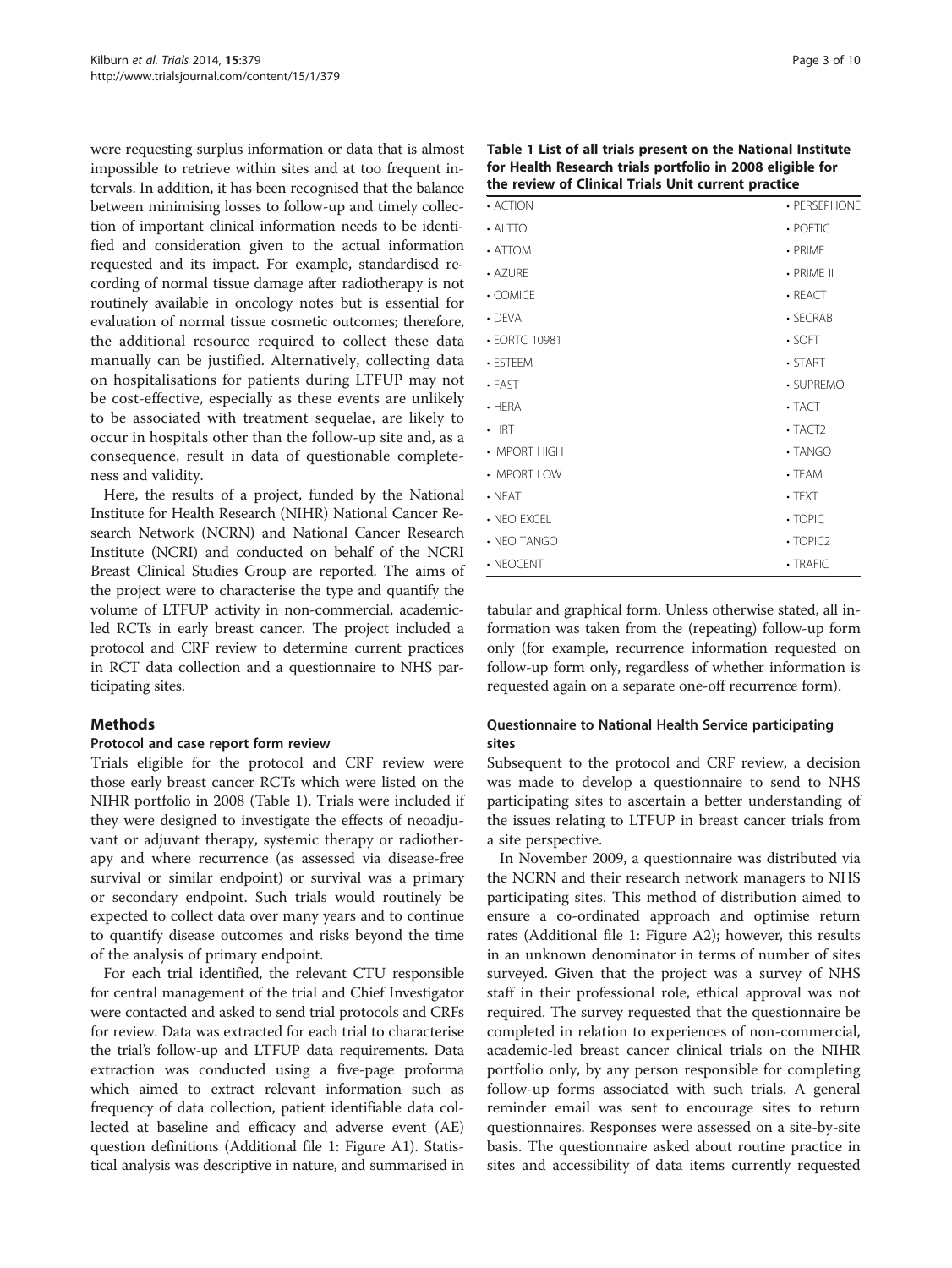were requesting surplus information or data that is almost impossible to retrieve within sites and at too frequent intervals. In addition, it has been recognised that the balance between minimising losses to follow-up and timely collection of important clinical information needs to be identified and consideration given to the actual information requested and its impact. For example, standardised recording of normal tissue damage after radiotherapy is not routinely available in oncology notes but is essential for evaluation of normal tissue cosmetic outcomes; therefore, the additional resource required to collect these data manually can be justified. Alternatively, collecting data on hospitalisations for patients during LTFUP may not be cost-effective, especially as these events are unlikely to be associated with treatment sequelae, are likely to occur in hospitals other than the follow-up site and, as a consequence, result in data of questionable completeness and validity.

Here, the results of a project, funded by the National Institute for Health Research (NIHR) National Cancer Research Network (NCRN) and National Cancer Research Institute (NCRI) and conducted on behalf of the NCRI Breast Clinical Studies Group are reported. The aims of the project were to characterise the type and quantify the volume of LTFUP activity in non-commercial, academic-led RCTs in early breast cancer. The project included a protocol and CRF review to determine current practices in RCT data collection and a questionnaire to NHS participating sites.

**Table 1 List of all trials present on the National Institute for Health Research trials portfolio in 2008 eligible for the review of Clinical Trials Unit current practice**

| | |
|---|---|
| • ACTION | • PERSEPHONE |
| • ALTTO | • POETIC |
| • ATTOM | • PRIME |
| • AZURE | • PRIME II |
| • COMICE | • REACT |
| • DEVA | • SECRAB |
| • EORTC 10981 | • SOFT |
| • ESTEEM | • START |
| • FAST | • SUPREMO |
| • HERA | • TACT |
| • HRT | • TACT2 |
| • IMPORT HIGH | • TANGO |
| • IMPORT LOW | • TEAM |
| • NEAT | • TEXT |
| • NEO EXCEL | • TOPIC |
| • NEO TANGO | • TOPIC2 |
| • NEOCENT | • TRAFIC |

## Methods

### Protocol and case report form review

Trials eligible for the protocol and CRF review were those early breast cancer RCTs which were listed on the NIHR portfolio in 2008 (Table 1). Trials were included if they were designed to investigate the effects of neoadjuvant or adjuvant therapy, systemic therapy or radiotherapy and where recurrence (as assessed via disease-free survival or similar endpoint) or survival was a primary or secondary endpoint. Such trials would routinely be expected to collect data over many years and to continue to quantify disease outcomes and risks beyond the time of the analysis of primary endpoint.

For each trial identified, the relevant CTU responsible for central management of the trial and Chief Investigator were contacted and asked to send trial protocols and CRFs for review. Data was extracted for each trial to characterise the trial's follow-up and LTFUP data requirements. Data extraction was conducted using a five-page proforma which aimed to extract relevant information such as frequency of data collection, patient identifiable data collected at baseline and efficacy and adverse event (AE) question definitions (Additional file 1: Figure A1). Statistical analysis was descriptive in nature, and summarised in tabular and graphical form. Unless otherwise stated, all information was taken from the (repeating) follow-up form only (for example, recurrence information requested on follow-up form only, regardless of whether information is requested again on a separate one-off recurrence form).

### Questionnaire to National Health Service participating sites

Subsequent to the protocol and CRF review, a decision was made to develop a questionnaire to send to NHS participating sites to ascertain a better understanding of the issues relating to LTFUP in breast cancer trials from a site perspective.

In November 2009, a questionnaire was distributed via the NCRN and their research network managers to NHS participating sites. This method of distribution aimed to ensure a co-ordinated approach and optimise return rates (Additional file 1: Figure A2); however, this results in an unknown denominator in terms of number of sites surveyed. Given that the project was a survey of NHS staff in their professional role, ethical approval was not required. The survey requested that the questionnaire be completed in relation to experiences of non-commercial, academic-led breast cancer clinical trials on the NIHR portfolio only, by any person responsible for completing follow-up forms associated with such trials. A general reminder email was sent to encourage sites to return questionnaires. Responses were assessed on a site-by-site basis. The questionnaire asked about routine practice in sites and accessibility of data items currently requested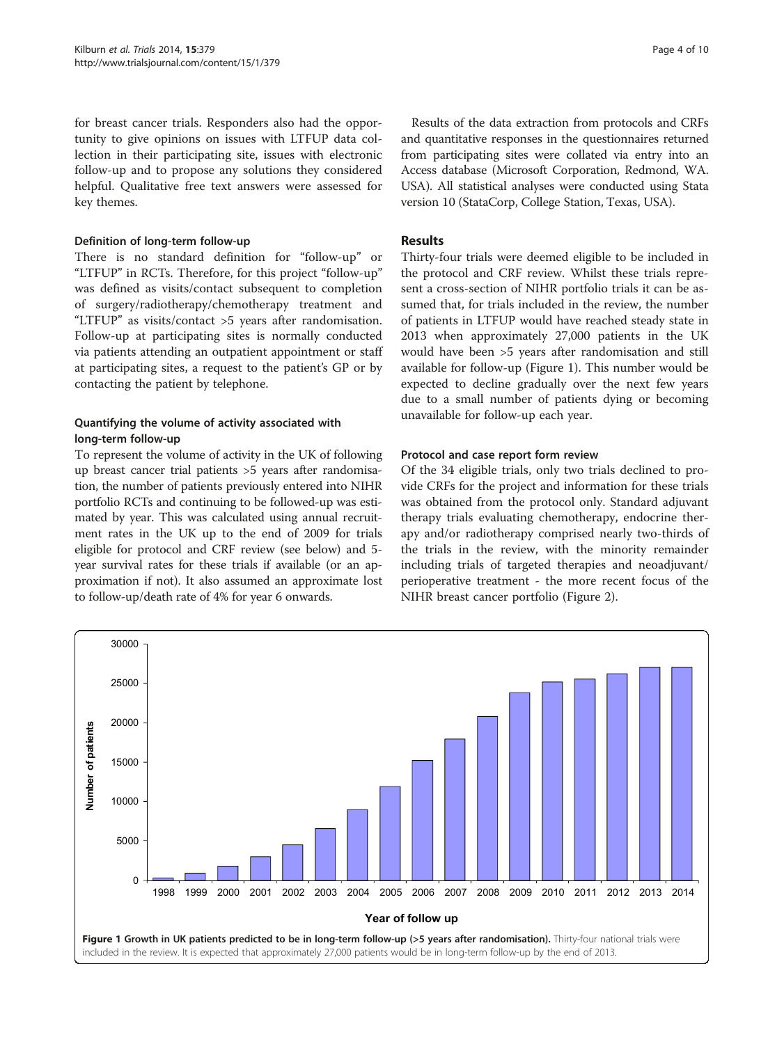for breast cancer trials. Responders also had the opportunity to give opinions on issues with LTFUP data collection in their participating site, issues with electronic follow-up and to propose any solutions they considered helpful. Qualitative free text answers were assessed for key themes.

### Definition of long-term follow-up

There is no standard definition for "follow-up" or "LTFUP" in RCTs. Therefore, for this project "follow-up" was defined as visits/contact subsequent to completion of surgery/radiotherapy/chemotherapy treatment and "LTFUP" as visits/contact >5 years after randomisation. Follow-up at participating sites is normally conducted via patients attending an outpatient appointment or staff at participating sites, a request to the patient's GP or by contacting the patient by telephone.

### Quantifying the volume of activity associated with long-term follow-up

To represent the volume of activity in the UK of following up breast cancer trial patients >5 years after randomisation, the number of patients previously entered into NIHR portfolio RCTs and continuing to be followed-up was estimated by year. This was calculated using annual recruitment rates in the UK up to the end of 2009 for trials eligible for protocol and CRF review (see below) and 5-year survival rates for these trials if available (or an approximation if not). It also assumed an approximate lost to follow-up/death rate of 4% for year 6 onwards.

Results of the data extraction from protocols and CRFs and quantitative responses in the questionnaires returned from participating sites were collated via entry into an Access database (Microsoft Corporation, Redmond, WA. USA). All statistical analyses were conducted using Stata version 10 (StataCorp, College Station, Texas, USA).

## Results

Thirty-four trials were deemed eligible to be included in the protocol and CRF review. Whilst these trials represent a cross-section of NIHR portfolio trials it can be assumed that, for trials included in the review, the number of patients in LTFUP would have reached steady state in 2013 when approximately 27,000 patients in the UK would have been >5 years after randomisation and still available for follow-up (Figure 1). This number would be expected to decline gradually over the next few years due to a small number of patients dying or becoming unavailable for follow-up each year.

### Protocol and case report form review

Of the 34 eligible trials, only two trials declined to provide CRFs for the project and information for these trials was obtained from the protocol only. Standard adjuvant therapy trials evaluating chemotherapy, endocrine therapy and/or radiotherapy comprised nearly two-thirds of the trials in the review, with the minority remainder including trials of targeted therapies and neoadjuvant/perioperative treatment - the more recent focus of the NIHR breast cancer portfolio (Figure 2).

**Figure 1 Growth in UK patients predicted to be in long-term follow-up (>5 years after randomisation).** Thirty-four national trials were included in the review. It is expected that approximately 27,000 patients would be in long-term follow-up by the end of 2013.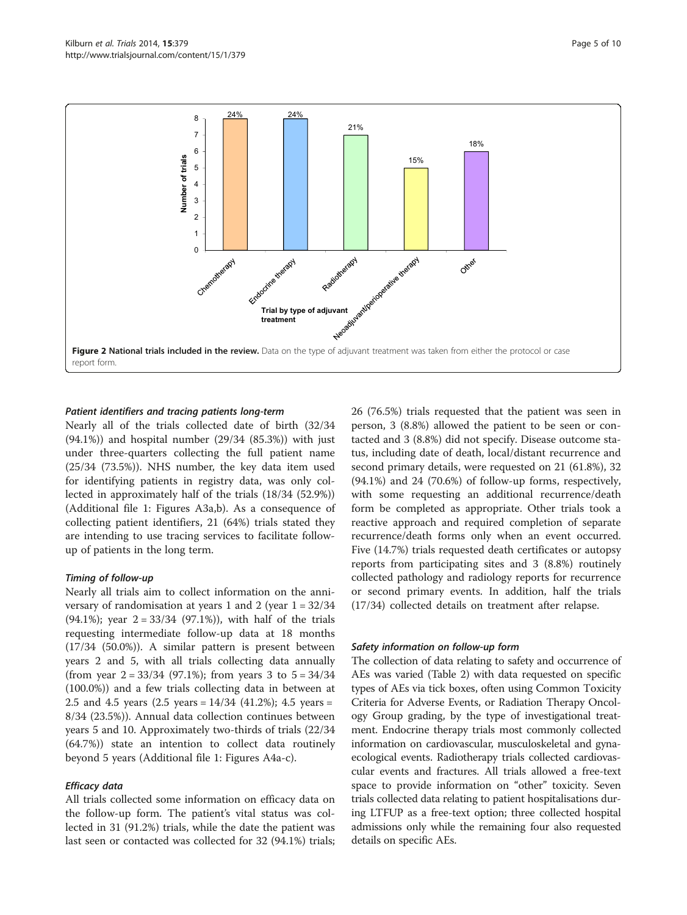**Figure 2 National trials included in the review.** Data on the type of adjuvant treatment was taken from either the protocol or case report form.

#### *Patient identifiers and tracing patients long-term*

Nearly all of the trials collected date of birth (32/34 (94.1%)) and hospital number (29/34 (85.3%)) with just under three-quarters collecting the full patient name (25/34 (73.5%)). NHS number, the key data item used for identifying patients in registry data, was only collected in approximately half of the trials (18/34 (52.9%)) (Additional file 1: Figures A3a,b). As a consequence of collecting patient identifiers, 21 (64%) trials stated they are intending to use tracing services to facilitate follow-up of patients in the long term.

#### *Timing of follow-up*

Nearly all trials aim to collect information on the anniversary of randomisation at years 1 and 2 (year 1 = 32/34 (94.1%); year 2 = 33/34 (97.1%)), with half of the trials requesting intermediate follow-up data at 18 months (17/34 (50.0%)). A similar pattern is present between years 2 and 5, with all trials collecting data annually (from year 2 = 33/34 (97.1%); from years 3 to 5 = 34/34 (100.0%)) and a few trials collecting data in between at 2.5 and 4.5 years (2.5 years = 14/34 (41.2%); 4.5 years = 8/34 (23.5%)). Annual data collection continues between years 5 and 10. Approximately two-thirds of trials (22/34 (64.7%)) state an intention to collect data routinely beyond 5 years (Additional file 1: Figures A4a-c).

#### *Efficacy data*

All trials collected some information on efficacy data on the follow-up form. The patient's vital status was collected in 31 (91.2%) trials, while the date the patient was last seen or contacted was collected for 32 (94.1%) trials; 26 (76.5%) trials requested that the patient was seen in person, 3 (8.8%) allowed the patient to be seen or contacted and 3 (8.8%) did not specify. Disease outcome status, including date of death, local/distant recurrence and second primary details, were requested on 21 (61.8%), 32 (94.1%) and 24 (70.6%) of follow-up forms, respectively, with some requesting an additional recurrence/death form be completed as appropriate. Other trials took a reactive approach and required completion of separate recurrence/death forms only when an event occurred. Five (14.7%) trials requested death certificates or autopsy reports from participating sites and 3 (8.8%) routinely collected pathology and radiology reports for recurrence or second primary events. In addition, half the trials (17/34) collected details on treatment after relapse.

#### *Safety information on follow-up form*

The collection of data relating to safety and occurrence of AEs was varied (Table 2) with data requested on specific types of AEs via tick boxes, often using Common Toxicity Criteria for Adverse Events, or Radiation Therapy Oncology Group grading, by the type of investigational treatment. Endocrine therapy trials most commonly collected information on cardiovascular, musculoskeletal and gynaecological events. Radiotherapy trials collected cardiovascular events and fractures. All trials allowed a free-text space to provide information on "other" toxicity. Seven trials collected data relating to patient hospitalisations during LTFUP as a free-text option; three collected hospital admissions only while the remaining four also requested details on specific AEs.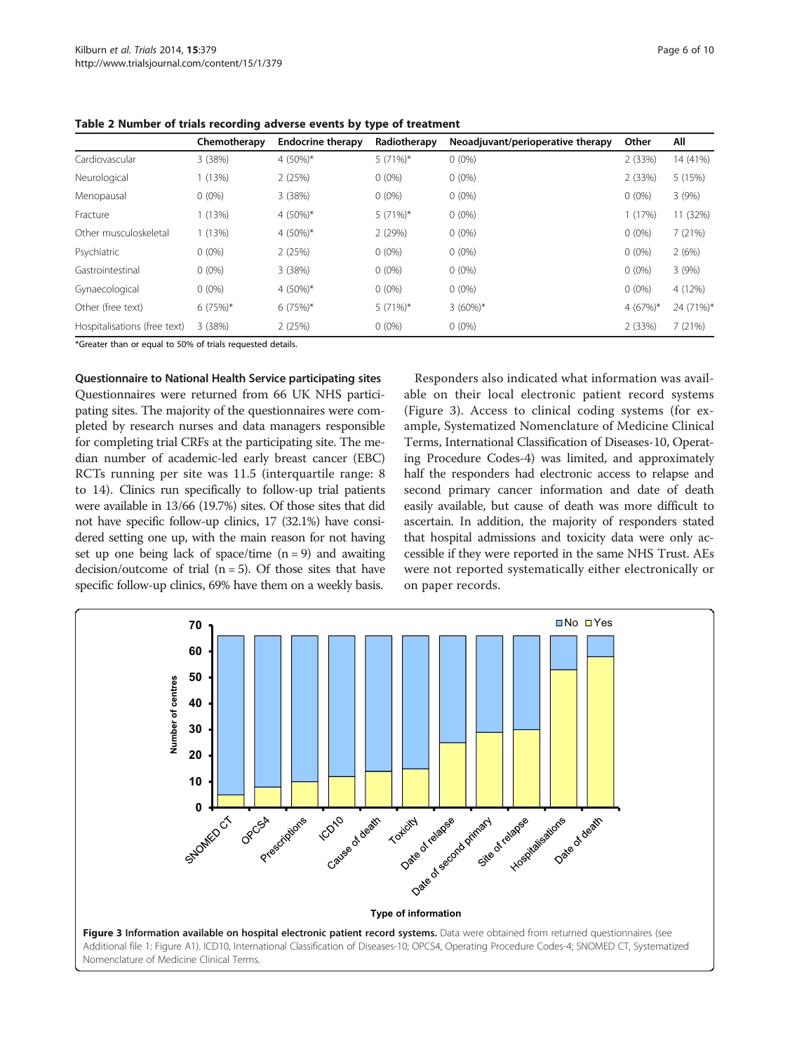**Table 2 Number of trials recording adverse events by type of treatment**

| | Chemotherapy | Endocrine therapy | Radiotherapy | Neoadjuvant/perioperative therapy | Other | All |
|---|---|---|---|---|---|---|
| Cardiovascular | 3 (38%) | 4 (50%)* | 5 (71%)* | 0 (0%) | 2 (33%) | 14 (41%) |
| Neurological | 1 (13%) | 2 (25%) | 0 (0%) | 0 (0%) | 2 (33%) | 5 (15%) |
| Menopausal | 0 (0%) | 3 (38%) | 0 (0%) | 0 (0%) | 0 (0%) | 3 (9%) |
| Fracture | 1 (13%) | 4 (50%)* | 5 (71%)* | 0 (0%) | 1 (17%) | 11 (32%) |
| Other musculoskeletal | 1 (13%) | 4 (50%)* | 2 (29%) | 0 (0%) | 0 (0%) | 7 (21%) |
| Psychiatric | 0 (0%) | 2 (25%) | 0 (0%) | 0 (0%) | 0 (0%) | 2 (6%) |
| Gastrointestinal | 0 (0%) | 3 (38%) | 0 (0%) | 0 (0%) | 0 (0%) | 3 (9%) |
| Gynaecological | 0 (0%) | 4 (50%)* | 0 (0%) | 0 (0%) | 0 (0%) | 4 (12%) |
| Other (free text) | 6 (75%)* | 6 (75%)* | 5 (71%)* | 3 (60%)* | 4 (67%)* | 24 (71%)* |
| Hospitalisations (free text) | 3 (38%) | 2 (25%) | 0 (0%) | 0 (0%) | 2 (33%) | 7 (21%) |

*Greater than or equal to 50% of trials requested details.

**Questionnaire to National Health Service participating sites**

Questionnaires were returned from 66 UK NHS participating sites. The majority of the questionnaires were completed by research nurses and data managers responsible for completing trial CRFs at the participating site. The median number of academic-led early breast cancer (EBC) RCTs running per site was 11.5 (interquartile range: 8 to 14). Clinics run specifically to follow-up trial patients were available in 13/66 (19.7%) sites. Of those sites that did not have specific follow-up clinics, 17 (32.1%) have considered setting one up, with the main reason for not having set up one being lack of space/time (n = 9) and awaiting decision/outcome of trial (n = 5). Of those sites that have specific follow-up clinics, 69% have them on a weekly basis.

Responders also indicated what information was available on their local electronic patient record systems (Figure 3). Access to clinical coding systems (for example, Systematized Nomenclature of Medicine Clinical Terms, International Classification of Diseases-10, Operating Procedure Codes-4) was limited, and approximately half the responders had electronic access to relapse and second primary cancer information and date of death easily available, but cause of death was more difficult to ascertain. In addition, the majority of responders stated that hospital admissions and toxicity data were only accessible if they were reported in the same NHS Trust. AEs were not reported systematically either electronically or on paper records.

**Figure 3 Information available on hospital electronic patient record systems.** Data were obtained from returned questionnaires (see Additional file 1: Figure A1). ICD10, International Classification of Diseases-10; OPCS4, Operating Procedure Codes-4; SNOMED CT, Systematized Nomenclature of Medicine Clinical Terms.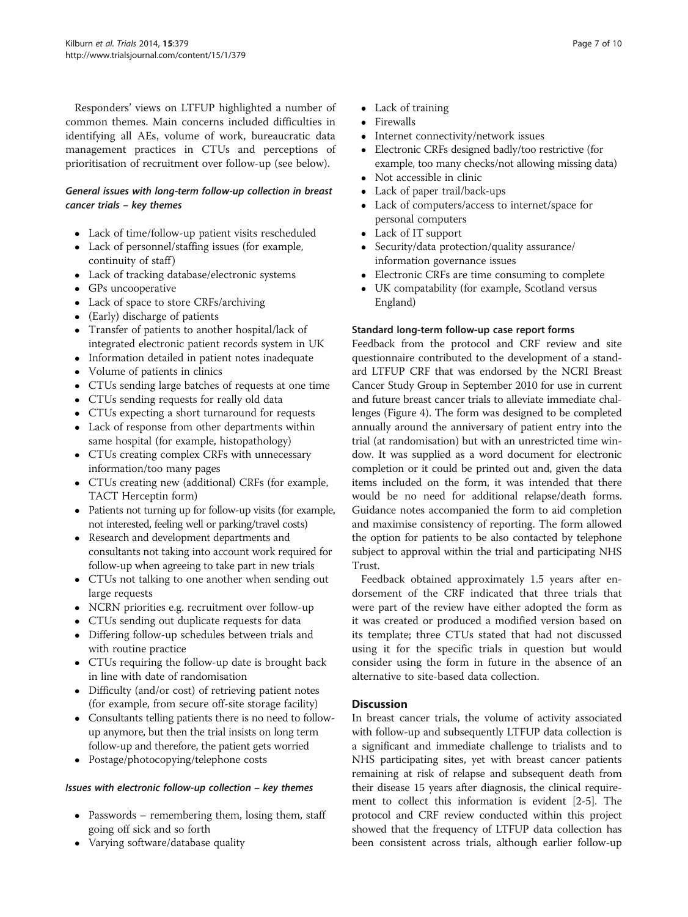Responders' views on LTFUP highlighted a number of common themes. Main concerns included difficulties in identifying all AEs, volume of work, bureaucratic data management practices in CTUs and perceptions of prioritisation of recruitment over follow-up (see below).

#### *General issues with long-term follow-up collection in breast cancer trials – key themes*

- Lack of time/follow-up patient visits rescheduled
- Lack of personnel/staffing issues (for example, continuity of staff)
- Lack of tracking database/electronic systems
- GPs uncooperative
- Lack of space to store CRFs/archiving
- (Early) discharge of patients
- Transfer of patients to another hospital/lack of integrated electronic patient records system in UK
- Information detailed in patient notes inadequate
- Volume of patients in clinics
- CTUs sending large batches of requests at one time
- CTUs sending requests for really old data
- CTUs expecting a short turnaround for requests
- Lack of response from other departments within same hospital (for example, histopathology)
- CTUs creating complex CRFs with unnecessary information/too many pages
- CTUs creating new (additional) CRFs (for example, TACT Herceptin form)
- Patients not turning up for follow-up visits (for example, not interested, feeling well or parking/travel costs)
- Research and development departments and consultants not taking into account work required for follow-up when agreeing to take part in new trials
- CTUs not talking to one another when sending out large requests
- NCRN priorities e.g. recruitment over follow-up
- CTUs sending out duplicate requests for data
- Differing follow-up schedules between trials and with routine practice
- CTUs requiring the follow-up date is brought back in line with date of randomisation
- Difficulty (and/or cost) of retrieving patient notes (for example, from secure off-site storage facility)
- Consultants telling patients there is no need to follow-up anymore, but then the trial insists on long term follow-up and therefore, the patient gets worried
- Postage/photocopying/telephone costs

#### *Issues with electronic follow-up collection – key themes*

- Passwords – remembering them, losing them, staff going off sick and so forth
- Varying software/database quality
- Lack of training
- Firewalls
- Internet connectivity/network issues
- Electronic CRFs designed badly/too restrictive (for example, too many checks/not allowing missing data)
- Not accessible in clinic
- Lack of paper trail/back-ups
- Lack of computers/access to internet/space for personal computers
- Lack of IT support
- Security/data protection/quality assurance/information governance issues
- Electronic CRFs are time consuming to complete
- UK compatability (for example, Scotland versus England)

#### Standard long-term follow-up case report forms

Feedback from the protocol and CRF review and site questionnaire contributed to the development of a standard LTFUP CRF that was endorsed by the NCRI Breast Cancer Study Group in September 2010 for use in current and future breast cancer trials to alleviate immediate challenges (Figure 4). The form was designed to be completed annually around the anniversary of patient entry into the trial (at randomisation) but with an unrestricted time window. It was supplied as a word document for electronic completion or it could be printed out and, given the data items included on the form, it was intended that there would be no need for additional relapse/death forms. Guidance notes accompanied the form to aid completion and maximise consistency of reporting. The form allowed the option for patients to be also contacted by telephone subject to approval within the trial and participating NHS Trust.

Feedback obtained approximately 1.5 years after endorsement of the CRF indicated that three trials that were part of the review have either adopted the form as it was created or produced a modified version based on its template; three CTUs stated that had not discussed using it for the specific trials in question but would consider using the form in future in the absence of an alternative to site-based data collection.

## Discussion

In breast cancer trials, the volume of activity associated with follow-up and subsequently LTFUP data collection is a significant and immediate challenge to trialists and to NHS participating sites, yet with breast cancer patients remaining at risk of relapse and subsequent death from their disease 15 years after diagnosis, the clinical requirement to collect this information is evident [2-5]. The protocol and CRF review conducted within this project showed that the frequency of LTFUP data collection has been consistent across trials, although earlier follow-up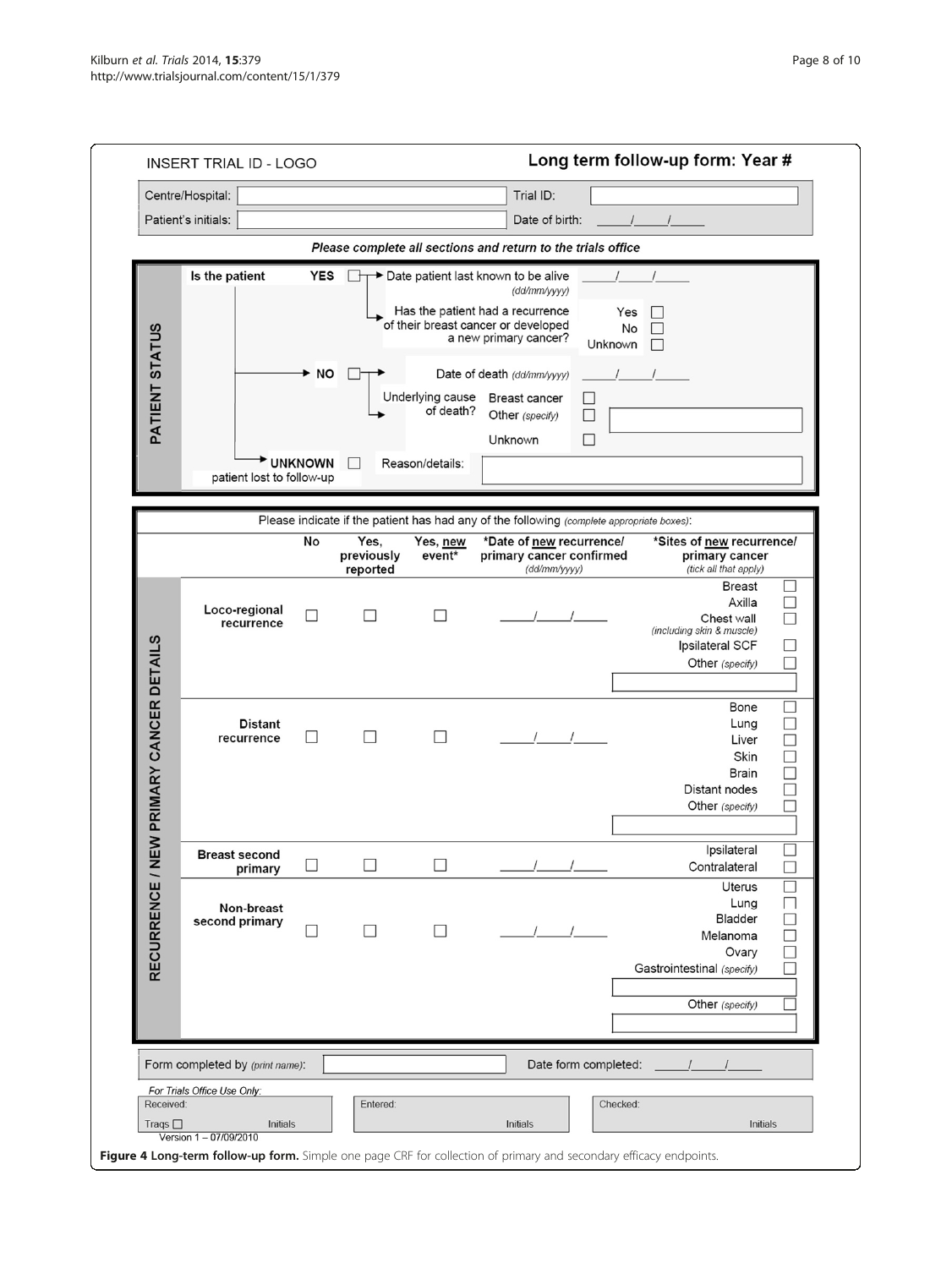INSERT TRIAL ID - LOGO

## Long term follow-up form: Year #

| Centre/Hospital: | | Trial ID: | |
|---|---|---|---|
| Patient's initials: | | Date of birth: | \_\_\_\_/\_\_\_\_/\_\_\_\_ |

***Please complete all sections and return to the trials office***

### PATIENT STATUS

**Is the patient**

- **YES** ☐ → Date patient last known to be alive *(dd/mm/yyyy)* \_\_\_\_/\_\_\_\_/\_\_\_\_
  - Has the patient had a recurrence of their breast cancer or developed a new primary cancer? Yes ☐ No ☐ Unknown ☐
- **NO** ☐ → Date of death *(dd/mm/yyyy)* \_\_\_\_/\_\_\_\_/\_\_\_\_
  - Underlying cause of death? Breast cancer ☐ Other *(specify)* ☐ \_\_\_\_\_\_\_\_ Unknown ☐
- **UNKNOWN** ☐ patient lost to follow-up → Reason/details: \_\_\_\_\_\_\_\_

### RECURRENCE / NEW PRIMARY CANCER DETAILS

Please indicate if the patient has had any of the following *(complete appropriate boxes)*:

| | No | Yes, previously reported | Yes, new event* | *Date of new recurrence/ primary cancer confirmed *(dd/mm/yyyy)* | *Sites of new recurrence/ primary cancer *(tick all that apply)* |
|---|---|---|---|---|---|
| **Loco-regional recurrence** | ☐ | ☐ | ☐ | \_\_\_\_/\_\_\_\_/\_\_\_\_ | Breast ☐ Axilla ☐ Chest wall *(including skin & muscle)* ☐ Ipsilateral SCF ☐ Other *(specify)* ☐ \_\_\_\_\_\_\_\_ |
| **Distant recurrence** | ☐ | ☐ | ☐ | \_\_\_\_/\_\_\_\_/\_\_\_\_ | Bone ☐ Lung ☐ Liver ☐ Skin ☐ Brain ☐ Distant nodes ☐ Other *(specify)* ☐ \_\_\_\_\_\_\_\_ |
| **Breast second primary** | ☐ | ☐ | ☐ | \_\_\_\_/\_\_\_\_/\_\_\_\_ | Ipsilateral ☐ Contralateral ☐ |
| **Non-breast second primary** | ☐ | ☐ | ☐ | \_\_\_\_/\_\_\_\_/\_\_\_\_ | Uterus ☐ Lung ☐ Bladder ☐ Melanoma ☐ Ovary ☐ Gastrointestinal *(specify)* ☐ \_\_\_\_\_\_\_\_ Other *(specify)* ☐ \_\_\_\_\_\_\_\_ |

Form completed by *(print name)*: \_\_\_\_\_\_\_\_ Date form completed: \_\_\_\_/\_\_\_\_/\_\_\_\_

*For Trials Office Use Only:*

| Received: Traqs ☐ Initials | Entered: Initials | Checked: Initials |
|---|---|---|

Version 1 – 07/09/2010

**Figure 4 Long-term follow-up form.** Simple one page CRF for collection of primary and secondary efficacy endpoints.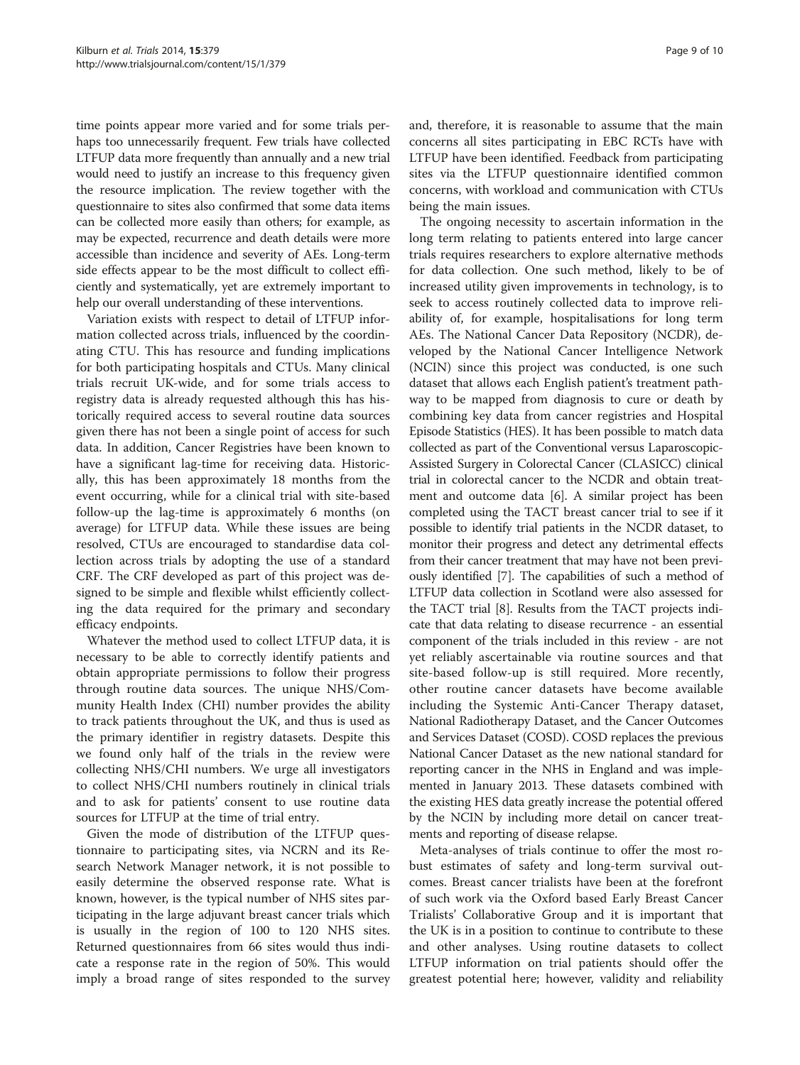time points appear more varied and for some trials perhaps too unnecessarily frequent. Few trials have collected LTFUP data more frequently than annually and a new trial would need to justify an increase to this frequency given the resource implication. The review together with the questionnaire to sites also confirmed that some data items can be collected more easily than others; for example, as may be expected, recurrence and death details were more accessible than incidence and severity of AEs. Long-term side effects appear to be the most difficult to collect efficiently and systematically, yet are extremely important to help our overall understanding of these interventions.

Variation exists with respect to detail of LTFUP information collected across trials, influenced by the coordinating CTU. This has resource and funding implications for both participating hospitals and CTUs. Many clinical trials recruit UK-wide, and for some trials access to registry data is already requested although this has historically required access to several routine data sources given there has not been a single point of access for such data. In addition, Cancer Registries have been known to have a significant lag-time for receiving data. Historically, this has been approximately 18 months from the event occurring, while for a clinical trial with site-based follow-up the lag-time is approximately 6 months (on average) for LTFUP data. While these issues are being resolved, CTUs are encouraged to standardise data collection across trials by adopting the use of a standard CRF. The CRF developed as part of this project was designed to be simple and flexible whilst efficiently collecting the data required for the primary and secondary efficacy endpoints.

Whatever the method used to collect LTFUP data, it is necessary to be able to correctly identify patients and obtain appropriate permissions to follow their progress through routine data sources. The unique NHS/Community Health Index (CHI) number provides the ability to track patients throughout the UK, and thus is used as the primary identifier in registry datasets. Despite this we found only half of the trials in the review were collecting NHS/CHI numbers. We urge all investigators to collect NHS/CHI numbers routinely in clinical trials and to ask for patients' consent to use routine data sources for LTFUP at the time of trial entry.

Given the mode of distribution of the LTFUP questionnaire to participating sites, via NCRN and its Research Network Manager network, it is not possible to easily determine the observed response rate. What is known, however, is the typical number of NHS sites participating in the large adjuvant breast cancer trials which is usually in the region of 100 to 120 NHS sites. Returned questionnaires from 66 sites would thus indicate a response rate in the region of 50%. This would imply a broad range of sites responded to the survey and, therefore, it is reasonable to assume that the main concerns all sites participating in EBC RCTs have with LTFUP have been identified. Feedback from participating sites via the LTFUP questionnaire identified common concerns, with workload and communication with CTUs being the main issues.

The ongoing necessity to ascertain information in the long term relating to patients entered into large cancer trials requires researchers to explore alternative methods for data collection. One such method, likely to be of increased utility given improvements in technology, is to seek to access routinely collected data to improve reliability of, for example, hospitalisations for long term AEs. The National Cancer Data Repository (NCDR), developed by the National Cancer Intelligence Network (NCIN) since this project was conducted, is one such dataset that allows each English patient's treatment pathway to be mapped from diagnosis to cure or death by combining key data from cancer registries and Hospital Episode Statistics (HES). It has been possible to match data collected as part of the Conventional versus Laparoscopic-Assisted Surgery in Colorectal Cancer (CLASICC) clinical trial in colorectal cancer to the NCDR and obtain treatment and outcome data [6]. A similar project has been completed using the TACT breast cancer trial to see if it possible to identify trial patients in the NCDR dataset, to monitor their progress and detect any detrimental effects from their cancer treatment that may have not been previously identified [7]. The capabilities of such a method of LTFUP data collection in Scotland were also assessed for the TACT trial [8]. Results from the TACT projects indicate that data relating to disease recurrence - an essential component of the trials included in this review - are not yet reliably ascertainable via routine sources and that site-based follow-up is still required. More recently, other routine cancer datasets have become available including the Systemic Anti-Cancer Therapy dataset, National Radiotherapy Dataset, and the Cancer Outcomes and Services Dataset (COSD). COSD replaces the previous National Cancer Dataset as the new national standard for reporting cancer in the NHS in England and was implemented in January 2013. These datasets combined with the existing HES data greatly increase the potential offered by the NCIN by including more detail on cancer treatments and reporting of disease relapse.

Meta-analyses of trials continue to offer the most robust estimates of safety and long-term survival outcomes. Breast cancer trialists have been at the forefront of such work via the Oxford based Early Breast Cancer Trialists' Collaborative Group and it is important that the UK is in a position to continue to contribute to these and other analyses. Using routine datasets to collect LTFUP information on trial patients should offer the greatest potential here; however, validity and reliability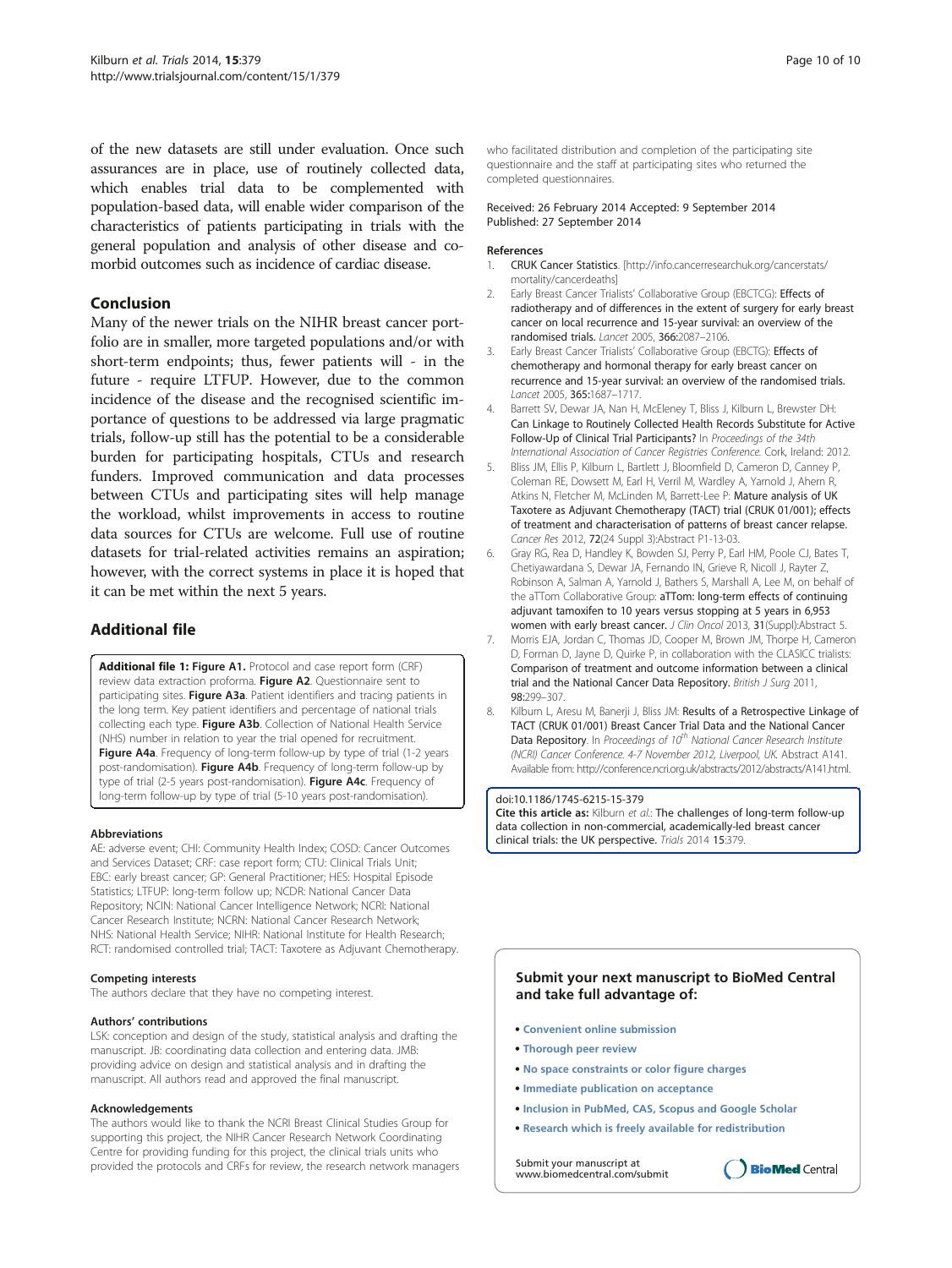of the new datasets are still under evaluation. Once such assurances are in place, use of routinely collected data, which enables trial data to be complemented with population-based data, will enable wider comparison of the characteristics of patients participating in trials with the general population and analysis of other disease and co-morbid outcomes such as incidence of cardiac disease.

## Conclusion

Many of the newer trials on the NIHR breast cancer portfolio are in smaller, more targeted populations and/or with short-term endpoints; thus, fewer patients will - in the future - require LTFUP. However, due to the common incidence of the disease and the recognised scientific importance of questions to be addressed via large pragmatic trials, follow-up still has the potential to be a considerable burden for participating hospitals, CTUs and research funders. Improved communication and data processes between CTUs and participating sites will help manage the workload, whilst improvements in access to routine data sources for CTUs are welcome. Full use of routine datasets for trial-related activities remains an aspiration; however, with the correct systems in place it is hoped that it can be met within the next 5 years.

## Additional file

**Additional file 1: Figure A1.** Protocol and case report form (CRF) review data extraction proforma. **Figure A2**. Questionnaire sent to participating sites. **Figure A3a**. Patient identifiers and tracing patients in the long term. Key patient identifiers and percentage of national trials collecting each type. **Figure A3b**. Collection of National Health Service (NHS) number in relation to year the trial opened for recruitment. **Figure A4a**. Frequency of long-term follow-up by type of trial (1-2 years post-randomisation). **Figure A4b**. Frequency of long-term follow-up by type of trial (2-5 years post-randomisation). **Figure A4c**. Frequency of long-term follow-up by type of trial (5-10 years post-randomisation).

#### Abbreviations

AE: adverse event; CHI: Community Health Index; COSD: Cancer Outcomes and Services Dataset; CRF: case report form; CTU: Clinical Trials Unit; EBC: early breast cancer; GP: General Practitioner; HES: Hospital Episode Statistics; LTFUP: long-term follow up; NCDR: National Cancer Data Repository; NCIN: National Cancer Intelligence Network; NCRI: National Cancer Research Institute; NCRN: National Cancer Research Network; NHS: National Health Service; NIHR: National Institute for Health Research; RCT: randomised controlled trial; TACT: Taxotere as Adjuvant Chemotherapy.

#### Competing interests

The authors declare that they have no competing interest.

#### Authors' contributions

LSK: conception and design of the study, statistical analysis and drafting the manuscript. JB: coordinating data collection and entering data. JMB: providing advice on design and statistical analysis and in drafting the manuscript. All authors read and approved the final manuscript.

#### Acknowledgements

The authors would like to thank the NCRI Breast Clinical Studies Group for supporting this project, the NIHR Cancer Research Network Coordinating Centre for providing funding for this project, the clinical trials units who provided the protocols and CRFs for review, the research network managers who facilitated distribution and completion of the participating site questionnaire and the staff at participating sites who returned the completed questionnaires.

Received: 26 February 2014 Accepted: 9 September 2014
Published: 27 September 2014

#### References

1. CRUK Cancer Statistics. [http://info.cancerresearchuk.org/cancerstats/mortality/cancerdeaths]
2. Early Breast Cancer Trialists' Collaborative Group (EBCTCG): Effects of radiotherapy and of differences in the extent of surgery for early breast cancer on local recurrence and 15-year survival: an overview of the randomised trials. *Lancet* 2005, **366**:2087–2106.
3. Early Breast Cancer Trialists' Collaborative Group (EBCTG): Effects of chemotherapy and hormonal therapy for early breast cancer on recurrence and 15-year survival: an overview of the randomised trials. *Lancet* 2005, **365**:1687–1717.
4. Barrett SV, Dewar JA, Nan H, McEleney T, Bliss J, Kilburn L, Brewster DH: Can Linkage to Routinely Collected Health Records Substitute for Active Follow-Up of Clinical Trial Participants? In *Proceedings of the 34th International Association of Cancer Registries Conference.* Cork, Ireland: 2012.
5. Bliss JM, Ellis P, Kilburn L, Bartlett J, Bloomfield D, Cameron D, Canney P, Coleman RE, Dowsett M, Earl H, Verril M, Wardley A, Yarnold J, Ahern R, Atkins N, Fletcher M, McLinden M, Barrett-Lee P: Mature analysis of UK Taxotere as Adjuvant Chemotherapy (TACT) trial (CRUK 01/001); effects of treatment and characterisation of patterns of breast cancer relapse. *Cancer Res* 2012, **72**(24 Suppl 3):Abstract P1-13-03.
6. Gray RG, Rea D, Handley K, Bowden SJ, Perry P, Earl HM, Poole CJ, Bates T, Chetiyawardana S, Dewar JA, Fernando IN, Grieve R, Nicoll J, Rayter Z, Robinson A, Salman A, Yarnold J, Bathers S, Marshall A, Lee M, on behalf of the aTTom Collaborative Group: aTTom: long-term effects of continuing adjuvant tamoxifen to 10 years versus stopping at 5 years in 6,953 women with early breast cancer. *J Clin Oncol* 2013, **31**(Suppl):Abstract 5.
7. Morris EJA, Jordan C, Thomas JD, Cooper M, Brown JM, Thorpe H, Cameron D, Forman D, Jayne D, Quirke P, in collaboration with the CLASICC trialists: Comparison of treatment and outcome information between a clinical trial and the National Cancer Data Repository. *British J Surg* 2011, **98**:299–307.
8. Kilburn L, Aresu M, Banerji J, Bliss JM: Results of a Retrospective Linkage of TACT (CRUK 01/001) Breast Cancer Trial Data and the National Cancer Data Repository. In *Proceedings of 10th National Cancer Research Institute (NCRI) Cancer Conference. 4-7 November 2012, Liverpool, UK.* Abstract A141. Available from: http://conference.ncri.org.uk/abstracts/2012/abstracts/A141.html.

doi:10.1186/1745-6215-15-379
**Cite this article as:** Kilburn *et al.*: The challenges of long-term follow-up data collection in non-commercial, academically-led breast cancer clinical trials: the UK perspective. *Trials* 2014 **15**:379.